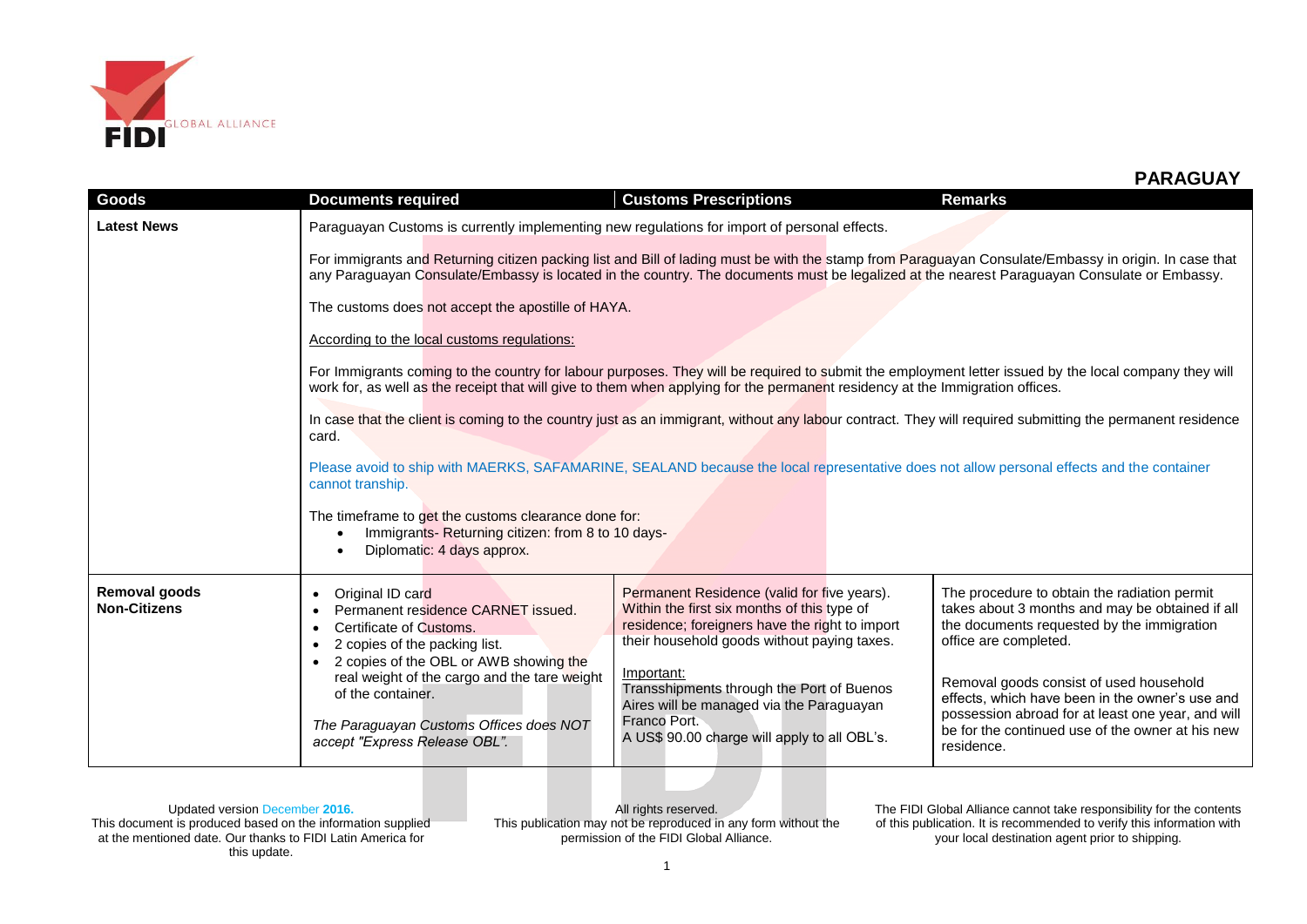# PARAGUAY

| Goods | Documents required | Customs Prescriptions | Remarks |
|---|---|---|---|
| **Latest News** | Paraguayan Customs is currently implementing new regulations for import of personal effects.<br><br>For immigrants and Returning citizen packing list and Bill of lading must be with the stamp from Paraguayan Consulate/Embassy in origin. In case that any Paraguayan Consulate/Embassy is located in the country. The documents must be legalized at the nearest Paraguayan Consulate or Embassy.<br><br>The customs does not accept the apostille of HAYA.<br><br>According to the local customs regulations:<br><br>For Immigrants coming to the country for labour purposes. They will be required to submit the employment letter issued by the local company they will work for, as well as the receipt that will give to them when applying for the permanent residency at the Immigration offices.<br><br>In case that the client is coming to the country just as an immigrant, without any labour contract. They will required submitting the permanent residence card.<br><br>Please avoid to ship with MAERKS, SAFAMARINE, SEALAND because the local representative does not allow personal effects and the container cannot tranship.<br><br>The timeframe to get the customs clearance done for:<br>• Immigrants- Returning citizen: from 8 to 10 days-<br>• Diplomatic: 4 days approx. | | |
| **Removal goods Non-Citizens** | • Original ID card<br>• Permanent residence CARNET issued.<br>• Certificate of Customs.<br>• 2 copies of the packing list.<br>• 2 copies of the OBL or AWB showing the real weight of the cargo and the tare weight of the container.<br><br>*The Paraguayan Customs Offices does NOT accept "Express Release OBL".* | Permanent Residence (valid for five years). Within the first six months of this type of residence; foreigners have the right to import their household goods without paying taxes.<br><br>Important:<br>Transshipments through the Port of Buenos Aires will be managed via the Paraguayan Franco Port.<br>A US$ 90.00 charge will apply to all OBL's. | The procedure to obtain the radiation permit takes about 3 months and may be obtained if all the documents requested by the immigration office are completed.<br><br>Removal goods consist of used household effects, which have been in the owner's use and possession abroad for at least one year, and will be for the continued use of the owner at his new residence. |

Updated version December **2016.**
This document is produced based on the information supplied at the mentioned date. Our thanks to FIDI Latin America for this update.

All rights reserved.
This publication may not be reproduced in any form without the permission of the FIDI Global Alliance.

The FIDI Global Alliance cannot take responsibility for the contents of this publication. It is recommended to verify this information with your local destination agent prior to shipping.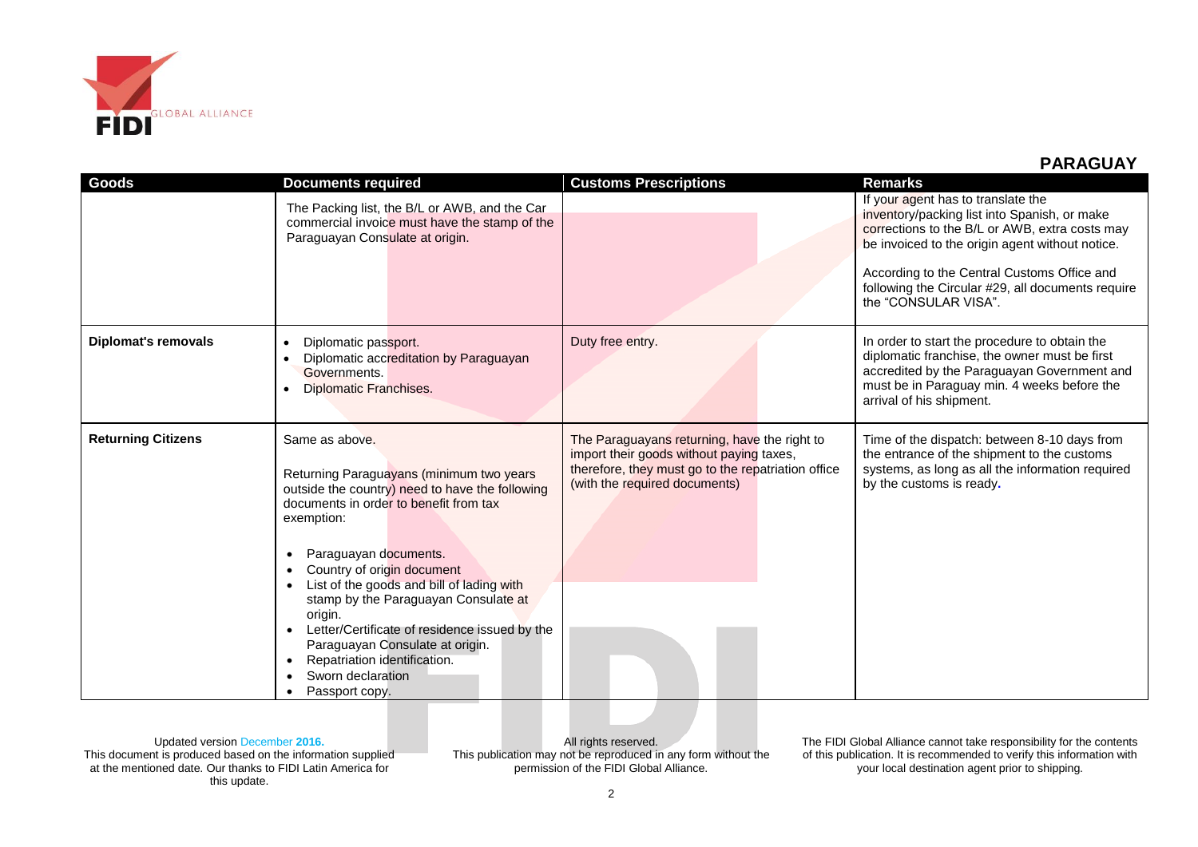## PARAGUAY

| Goods | Documents required | Customs Prescriptions | Remarks |
| --- | --- | --- | --- |
| | The Packing list, the B/L or AWB, and the Car commercial invoice must have the stamp of the Paraguayan Consulate at origin. | | If your agent has to translate the inventory/packing list into Spanish, or make corrections to the B/L or AWB, extra costs may be invoiced to the origin agent without notice.<br><br>According to the Central Customs Office and following the Circular #29, all documents require the "CONSULAR VISA". |
| **Diplomat's removals** | • Diplomatic passport.<br>• Diplomatic accreditation by Paraguayan Governments.<br>• Diplomatic Franchises. | Duty free entry. | In order to start the procedure to obtain the diplomatic franchise, the owner must be first accredited by the Paraguayan Government and must be in Paraguay min. 4 weeks before the arrival of his shipment. |
| **Returning Citizens** | Same as above.<br><br>Returning Paraguayans (minimum two years outside the country) need to have the following documents in order to benefit from tax exemption:<br><br>• Paraguayan documents.<br>• Country of origin document<br>• List of the goods and bill of lading with stamp by the Paraguayan Consulate at origin.<br>• Letter/Certificate of residence issued by the Paraguayan Consulate at origin.<br>• Repatriation identification.<br>• Sworn declaration<br>• Passport copy. | The Paraguayans returning, have the right to import their goods without paying taxes, therefore, they must go to the repatriation office (with the required documents) | Time of the dispatch: between 8-10 days from the entrance of the shipment to the customs systems, as long as all the information required by the customs is ready. |

Updated version December **2016.**
This document is produced based on the information supplied at the mentioned date. Our thanks to FIDI Latin America for this update.

All rights reserved.
This publication may not be reproduced in any form without the permission of the FIDI Global Alliance.

The FIDI Global Alliance cannot take responsibility for the contents of this publication. It is recommended to verify this information with your local destination agent prior to shipping.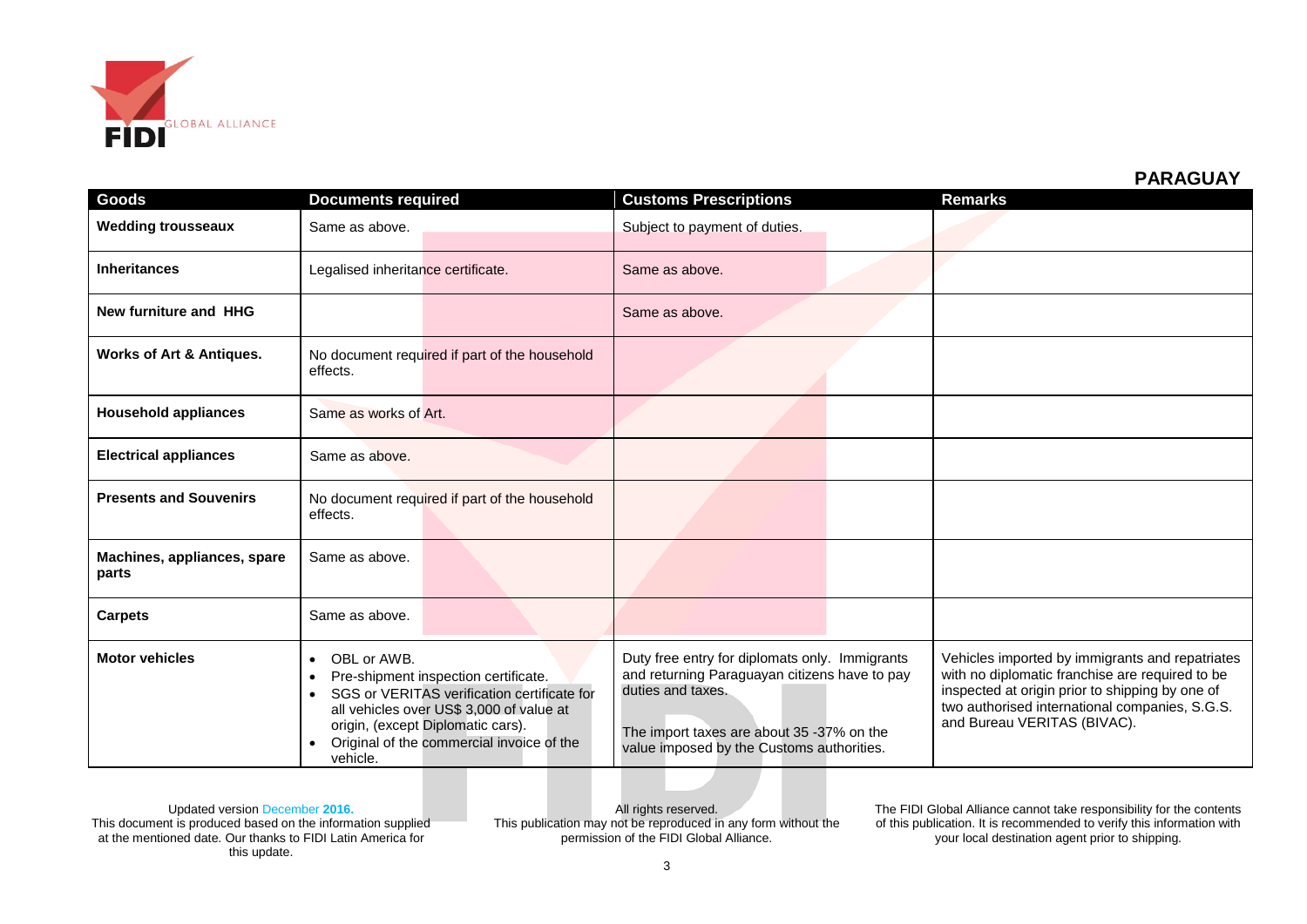## PARAGUAY

| Goods | Documents required | Customs Prescriptions | Remarks |
| --- | --- | --- | --- |
| **Wedding trousseaux** | Same as above. | Subject to payment of duties. | |
| **Inheritances** | Legalised inheritance certificate. | Same as above. | |
| **New furniture and HHG** | | Same as above. | |
| **Works of Art & Antiques.** | No document required if part of the household effects. | | |
| **Household appliances** | Same as works of Art. | | |
| **Electrical appliances** | Same as above. | | |
| **Presents and Souvenirs** | No document required if part of the household effects. | | |
| **Machines, appliances, spare parts** | Same as above. | | |
| **Carpets** | Same as above. | | |
| **Motor vehicles** | • OBL or AWB.<br>• Pre-shipment inspection certificate.<br>• SGS or VERITAS verification certificate for all vehicles over US$ 3,000 of value at origin, (except Diplomatic cars).<br>• Original of the commercial invoice of the vehicle. | Duty free entry for diplomats only. Immigrants and returning Paraguayan citizens have to pay duties and taxes.<br><br>The import taxes are about 35 -37% on the value imposed by the Customs authorities. | Vehicles imported by immigrants and repatriates with no diplomatic franchise are required to be inspected at origin prior to shipping by one of two authorised international companies, S.G.S. and Bureau VERITAS (BIVAC). |

Updated version December **2016.**
This document is produced based on the information supplied at the mentioned date. Our thanks to FIDI Latin America for this update.

All rights reserved.
This publication may not be reproduced in any form without the permission of the FIDI Global Alliance.

The FIDI Global Alliance cannot take responsibility for the contents of this publication. It is recommended to verify this information with your local destination agent prior to shipping.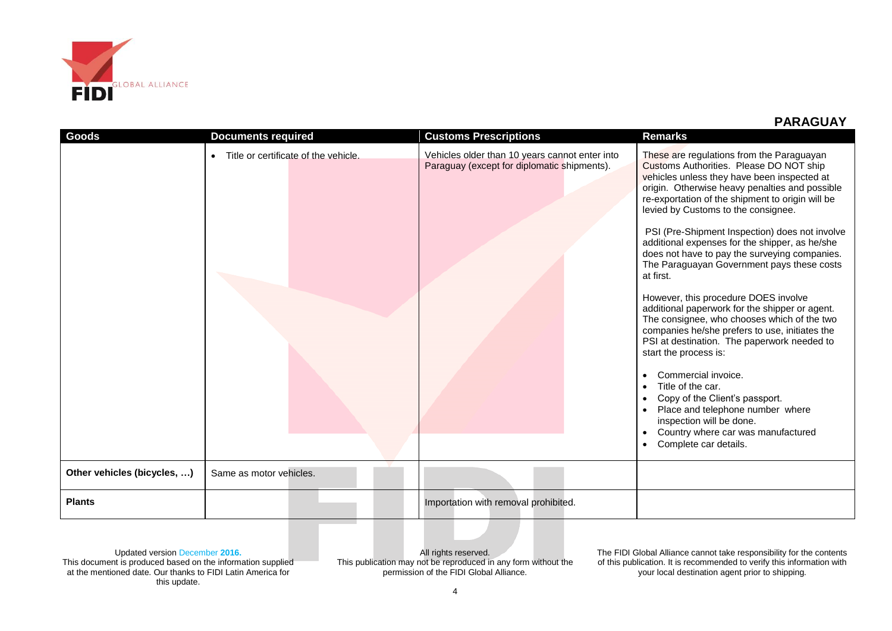## PARAGUAY

| Goods | Documents required | Customs Prescriptions | Remarks |
|---|---|---|---|
| | • Title or certificate of the vehicle. | Vehicles older than 10 years cannot enter into Paraguay (except for diplomatic shipments). | These are regulations from the Paraguayan Customs Authorities. Please DO NOT ship vehicles unless they have been inspected at origin. Otherwise heavy penalties and possible re-exportation of the shipment to origin will be levied by Customs to the consignee.<br><br>PSI (Pre-Shipment Inspection) does not involve additional expenses for the shipper, as he/she does not have to pay the surveying companies. The Paraguayan Government pays these costs at first.<br><br>However, this procedure DOES involve additional paperwork for the shipper or agent. The consignee, who chooses which of the two companies he/she prefers to use, initiates the PSI at destination. The paperwork needed to start the process is:<br><br>• Commercial invoice.<br>• Title of the car.<br>• Copy of the Client's passport.<br>• Place and telephone number where inspection will be done.<br>• Country where car was manufactured<br>• Complete car details. |
| **Other vehicles (bicycles, …)** | Same as motor vehicles. | | |
| **Plants** | | Importation with removal prohibited. | |

Updated version December **2016.**
This document is produced based on the information supplied at the mentioned date. Our thanks to FIDI Latin America for this update.

All rights reserved.
This publication may not be reproduced in any form without the permission of the FIDI Global Alliance.

The FIDI Global Alliance cannot take responsibility for the contents of this publication. It is recommended to verify this information with your local destination agent prior to shipping.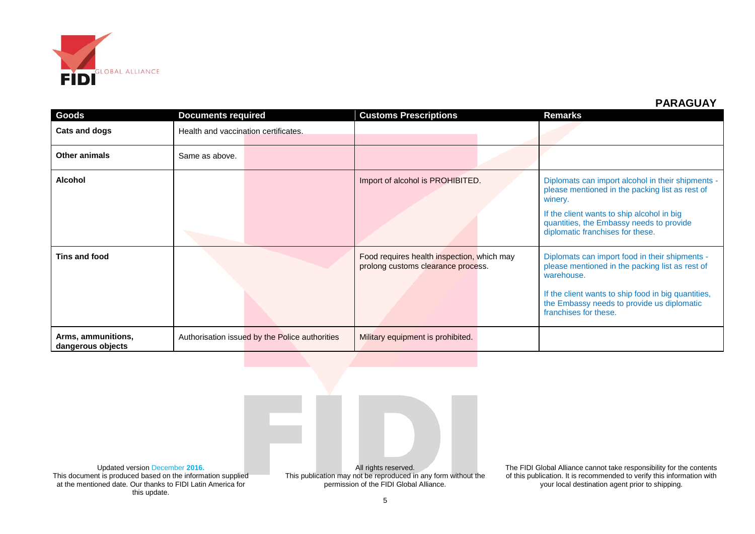## PARAGUAY

| Goods | Documents required | Customs Prescriptions | Remarks |
|---|---|---|---|
| **Cats and dogs** | Health and vaccination certificates. | | |
| **Other animals** | Same as above. | | |
| **Alcohol** | | Import of alcohol is PROHIBITED. | Diplomats can import alcohol in their shipments - please mentioned in the packing list as rest of winery.<br><br>If the client wants to ship alcohol in big quantities, the Embassy needs to provide diplomatic franchises for these. |
| **Tins and food** | | Food requires health inspection, which may prolong customs clearance process. | Diplomats can import food in their shipments - please mentioned in the packing list as rest of warehouse.<br><br>If the client wants to ship food in big quantities, the Embassy needs to provide us diplomatic franchises for these. |
| **Arms, ammunitions, dangerous objects** | Authorisation issued by the Police authorities | Military equipment is prohibited. | |

Updated version December **2016.**
This document is produced based on the information supplied at the mentioned date. Our thanks to FIDI Latin America for this update.

All rights reserved.
This publication may not be reproduced in any form without the permission of the FIDI Global Alliance.

The FIDI Global Alliance cannot take responsibility for the contents of this publication. It is recommended to verify this information with your local destination agent prior to shipping.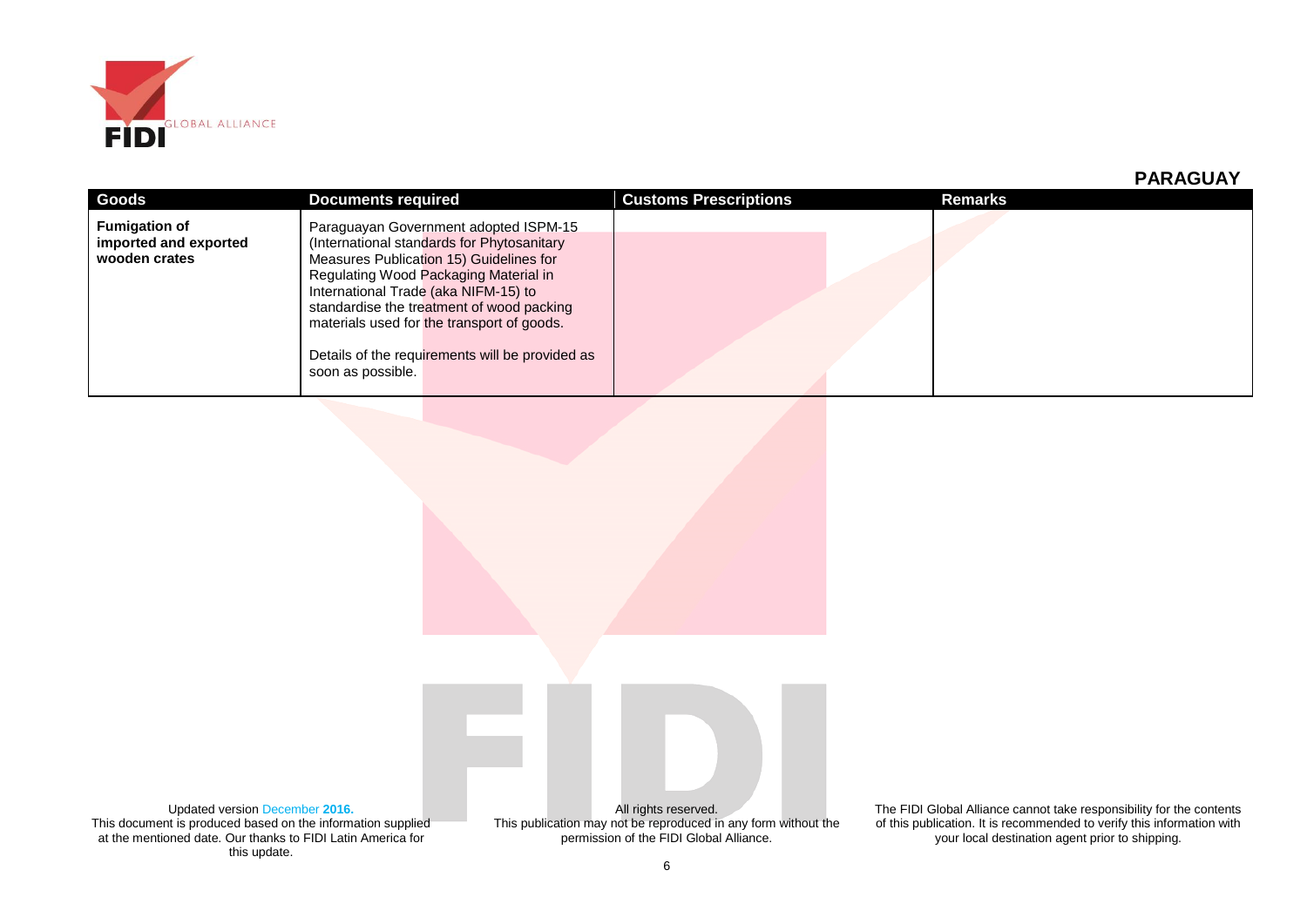## PARAGUAY

| Goods | Documents required | Customs Prescriptions | Remarks |
|---|---|---|---|
| **Fumigation of imported and exported wooden crates** | Paraguayan Government adopted ISPM-15 (International standards for Phytosanitary Measures Publication 15) Guidelines for Regulating Wood Packaging Material in International Trade (aka NIFM-15) to standardise the treatment of wood packing materials used for the transport of goods.<br><br>Details of the requirements will be provided as soon as possible. | | |

Updated version December **2016.**
This document is produced based on the information supplied at the mentioned date. Our thanks to FIDI Latin America for this update.

All rights reserved.
This publication may not be reproduced in any form without the permission of the FIDI Global Alliance.

The FIDI Global Alliance cannot take responsibility for the contents of this publication. It is recommended to verify this information with your local destination agent prior to shipping.